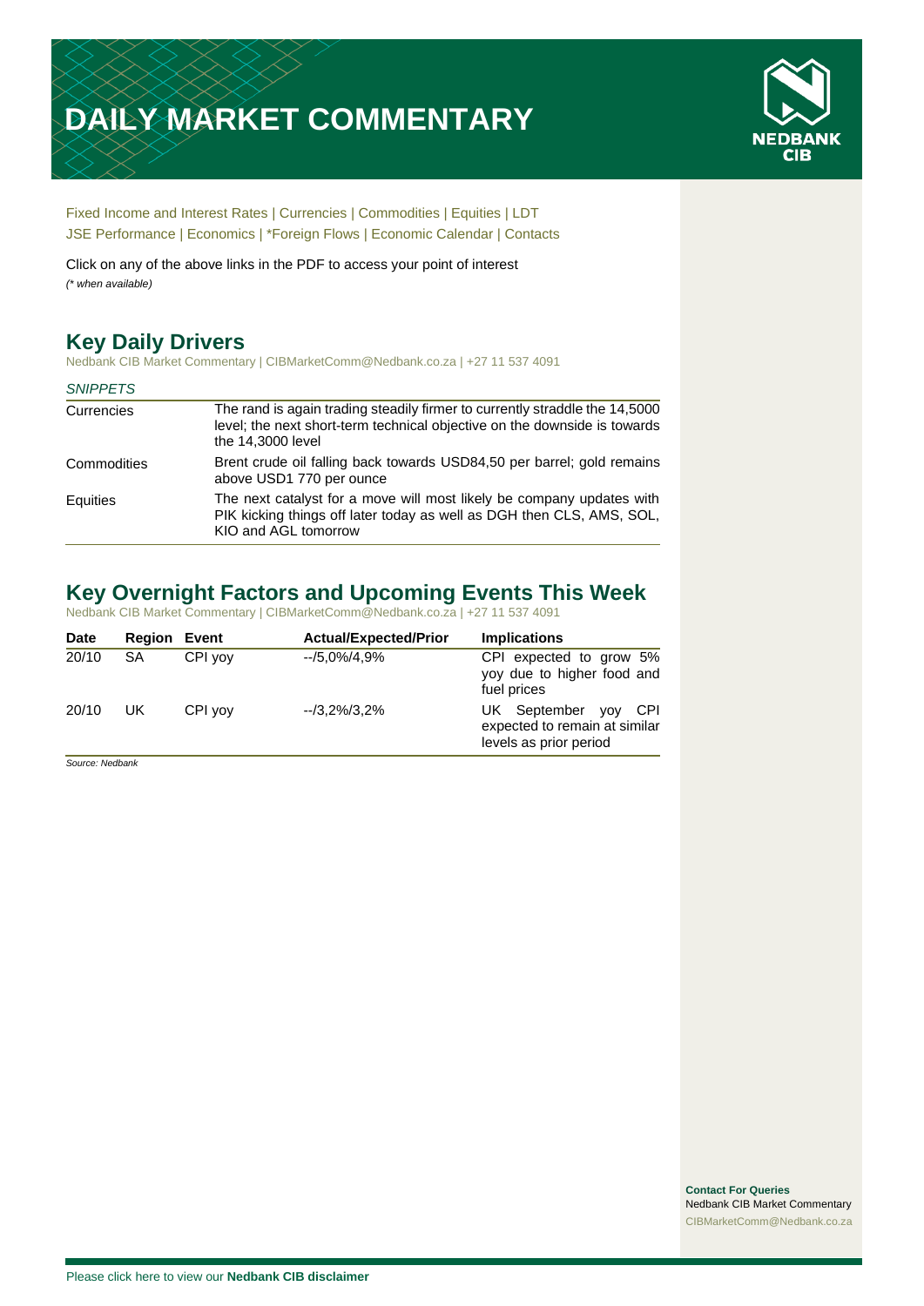# DAILY MARKET COMMENTARY

NEDBANK CIB

Fixed Income and Interest Rates | Currencies | Commodities | Equities | LDT
JSE Performance | Economics | *Foreign Flows | Economic Calendar | Contacts

Click on any of the above links in the PDF to access your point of interest
*(* when available)*

## Key Daily Drivers

Nedbank CIB Market Commentary | CIBMarketComm@Nedbank.co.za | +27 11 537 4091

| *SNIPPETS* | |
|---|---|
| Currencies | The rand is again trading steadily firmer to currently straddle the 14,5000 level; the next short-term technical objective on the downside is towards the 14,3000 level |
| Commodities | Brent crude oil falling back towards USD84,50 per barrel; gold remains above USD1 770 per ounce |
| Equities | The next catalyst for a move will most likely be company updates with PIK kicking things off later today as well as DGH then CLS, AMS, SOL, KIO and AGL tomorrow |

## Key Overnight Factors and Upcoming Events This Week

Nedbank CIB Market Commentary | CIBMarketComm@Nedbank.co.za | +27 11 537 4091

| Date | Region | Event | Actual/Expected/Prior | Implications |
|---|---|---|---|---|
| 20/10 | SA | CPI yoy | --/5,0%/4,9% | CPI expected to grow 5% yoy due to higher food and fuel prices |
| 20/10 | UK | CPI yoy | --/3,2%/3,2% | UK September yoy CPI expected to remain at similar levels as prior period |

*Source: Nedbank*

**Contact For Queries**
Nedbank CIB Market Commentary
CIBMarketComm@Nedbank.co.za

Please click here to view our **Nedbank CIB disclaimer**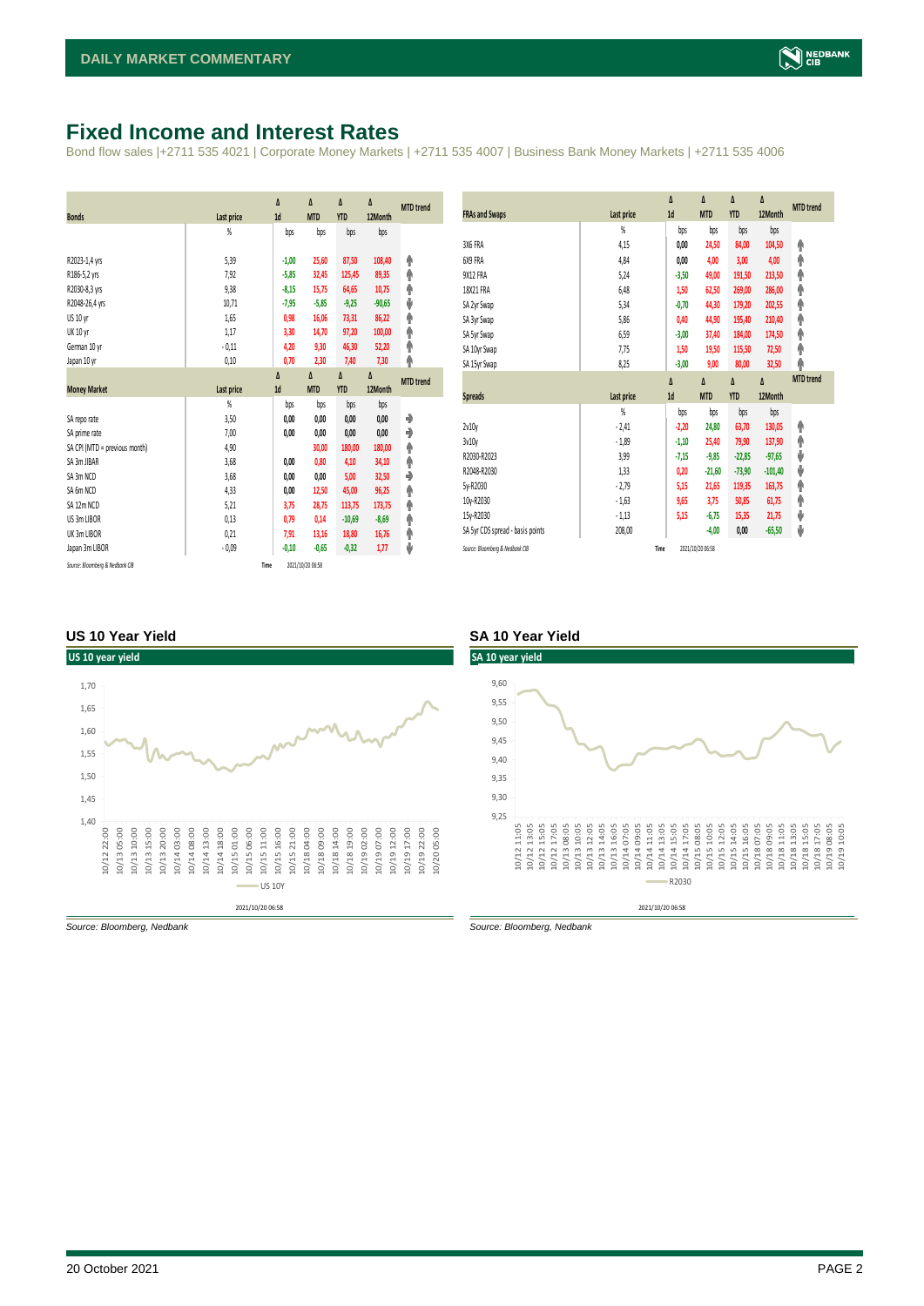# Fixed Income and Interest Rates

Bond flow sales |+2711 535 4021 | Corporate Money Markets | +2711 535 4007 | Business Bank Money Markets | +2711 535 4006

| Bonds | Last price | Δ 1d | Δ MTD | Δ YTD | Δ 12Month | MTD trend |
|---|---|---|---|---|---|---|
| | % | bps | bps | bps | bps | |
| R2023-1,4 yrs | 5,39 | -1,00 | 25,60 | 87,50 | 108,40 | ↑ |
| R186-5,2 yrs | 7,92 | -5,85 | 32,45 | 125,45 | 89,35 | ↑ |
| R2030-8,3 yrs | 9,38 | -8,15 | 15,75 | 64,65 | 10,75 | ↑ |
| R2048-26,4 yrs | 10,71 | -7,95 | -5,85 | -9,25 | -90,65 | ↓ |
| US 10 yr | 1,65 | 0,98 | 16,06 | 73,31 | 86,22 | ↑ |
| UK 10 yr | 1,17 | 3,30 | 14,70 | 97,20 | 100,00 | ↑ |
| German 10 yr | -0,11 | 4,20 | 9,30 | 46,30 | 52,20 | ↑ |
| Japan 10 yr | 0,10 | 0,70 | 2,30 | 7,40 | 7,30 | ↑ |

| Money Market | Last price | Δ 1d | Δ MTD | Δ YTD | Δ 12Month | MTD trend |
|---|---|---|---|---|---|---|
| | % | bps | bps | bps | bps | |
| SA repo rate | 3,50 | 0,00 | 0,00 | 0,00 | 0,00 | → |
| SA prime rate | 7,00 | 0,00 | 0,00 | 0,00 | 0,00 | → |
| SA CPI (MTD = previous month) | 4,90 | | 30,00 | 180,00 | 180,00 | ↑ |
| SA 3m JIBAR | 3,68 | 0,00 | 0,80 | 4,10 | 34,10 | ↑ |
| SA 3m NCD | 3,68 | 0,00 | 0,00 | 5,00 | 32,50 | → |
| SA 6m NCD | 4,33 | 0,00 | 12,50 | 45,00 | 96,25 | ↑ |
| SA 12m NCD | 5,21 | 3,75 | 28,75 | 113,75 | 173,75 | ↑ |
| US 3m LIBOR | 0,13 | 0,79 | 0,14 | -10,69 | -8,69 | ↑ |
| UK 3m LIBOR | 0,21 | 7,91 | 13,16 | 18,80 | 16,76 | ↑ |
| Japan 3m LIBOR | -0,09 | -0,10 | -0,65 | -0,32 | 1,77 | ↓ |

*Source: Bloomberg & Nedbank CIB* Time 2021/10/20 06:58

| FRAs and Swaps | Last price | Δ 1d | Δ MTD | Δ YTD | Δ 12Month | MTD trend |
|---|---|---|---|---|---|---|
| | % | bps | bps | bps | bps | |
| 3X6 FRA | 4,15 | 0,00 | 24,50 | 84,00 | 104,50 | ↑ |
| 6X9 FRA | 4,84 | 0,00 | 4,00 | 3,00 | 4,00 | ↑ |
| 9X12 FRA | 5,24 | -3,50 | 49,00 | 191,50 | 213,50 | ↑ |
| 18X21 FRA | 6,48 | 1,50 | 62,50 | 269,00 | 286,00 | ↑ |
| SA 2yr Swap | 5,34 | -0,70 | 44,30 | 179,20 | 202,55 | ↑ |
| SA 3yr Swap | 5,86 | 0,40 | 44,90 | 195,40 | 210,40 | ↑ |
| SA 5yr Swap | 6,59 | -3,00 | 37,40 | 184,00 | 174,50 | ↑ |
| SA 10yr Swap | 7,75 | 1,50 | 19,50 | 115,50 | 72,50 | ↑ |
| SA 15yr Swap | 8,25 | -3,00 | 9,00 | 80,00 | 32,50 | ↑ |

| Spreads | Last price | Δ 1d | Δ MTD | Δ YTD | Δ 12Month | MTD trend |
|---|---|---|---|---|---|---|
| | % | bps | bps | bps | bps | |
| 2v10y | -2,41 | -2,20 | 24,80 | 63,70 | 130,05 | ↑ |
| 3v10y | -1,89 | -1,10 | 25,40 | 79,90 | 137,90 | ↑ |
| R2030-R2023 | 3,99 | -7,15 | -9,85 | -22,85 | -97,65 | ↓ |
| R2048-R2030 | 1,33 | 0,20 | -21,60 | -73,90 | -101,40 | ↓ |
| 5y-R2030 | -2,79 | 5,15 | 21,65 | 119,35 | 163,75 | ↑ |
| 10y-R2030 | -1,63 | 9,65 | 3,75 | 50,85 | 61,75 | ↑ |
| 15y-R2030 | -1,13 | 5,15 | -6,75 | 15,35 | 21,75 | ↓ |
| SA 5yr CDS spread - basis points | 208,00 | | -4,00 | 0,00 | -65,50 | ↓ |

*Source: Bloomberg & Nedbank CIB* Time 2021/10/20 06:58

### US 10 Year Yield

*Source: Bloomberg, Nedbank*

### SA 10 Year Yield

*Source: Bloomberg, Nedbank*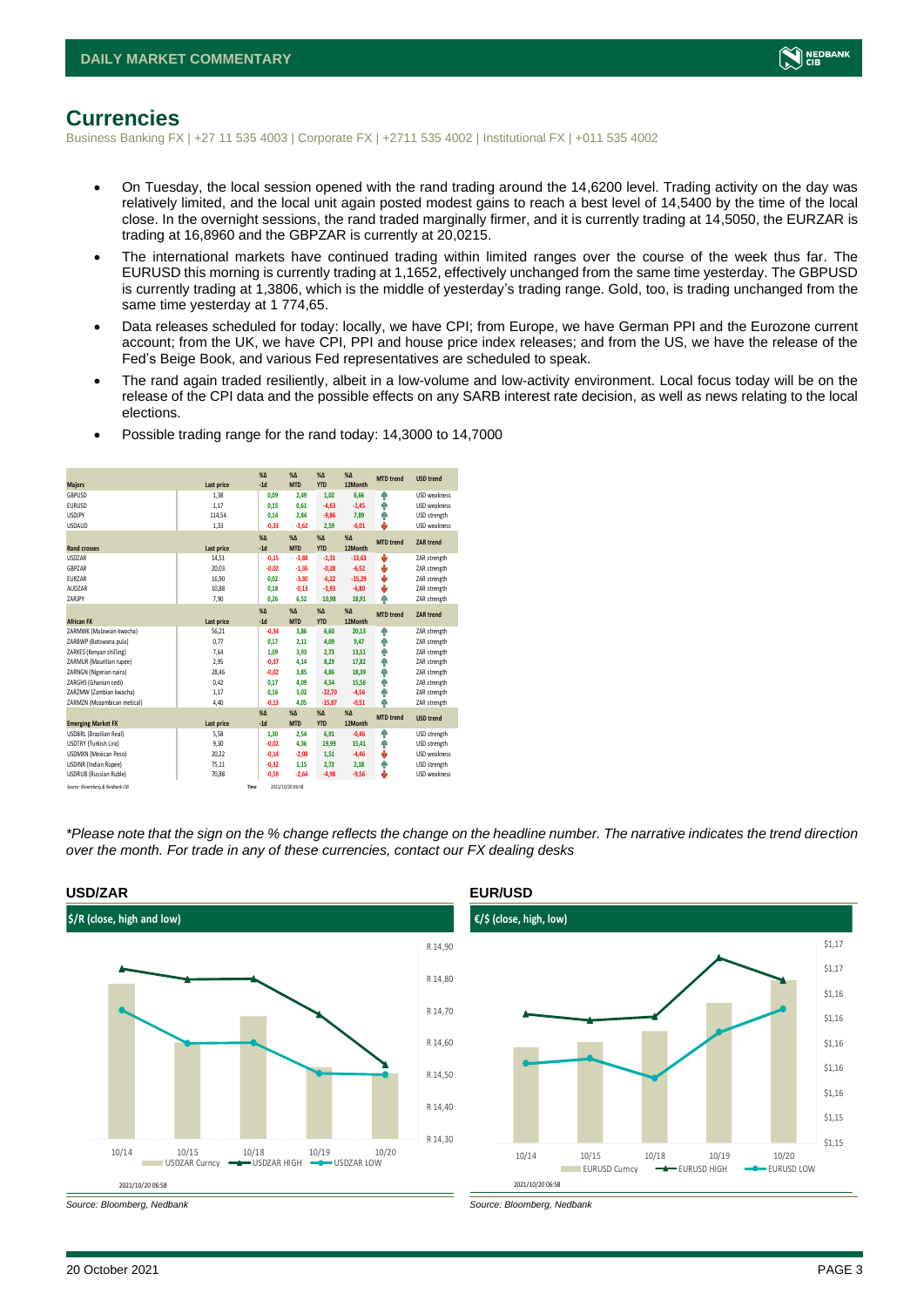## Currencies

Business Banking FX | +27 11 535 4003 | Corporate FX | +2711 535 4002 | Institutional FX | +011 535 4002

- On Tuesday, the local session opened with the rand trading around the 14,6200 level. Trading activity on the day was relatively limited, and the local unit again posted modest gains to reach a best level of 14,5400 by the time of the local close. In the overnight sessions, the rand traded marginally firmer, and it is currently trading at 14,5050, the EURZAR is trading at 16,8960 and the GBPZAR is currently at 20,0215.
- The international markets have continued trading within limited ranges over the course of the week thus far. The EURUSD this morning is currently trading at 1,1652, effectively unchanged from the same time yesterday. The GBPUSD is currently trading at 1,3806, which is the middle of yesterday's trading range. Gold, too, is trading unchanged from the same time yesterday at 1 774,65.
- Data releases scheduled for today: locally, we have CPI; from Europe, we have German PPI and the Eurozone current account; from the UK, we have CPI, PPI and house price index releases; and from the US, we have the release of the Fed's Beige Book, and various Fed representatives are scheduled to speak.
- The rand again traded resiliently, albeit in a low-volume and low-activity environment. Local focus today will be on the release of the CPI data and the possible effects on any SARB interest rate decision, as well as news relating to the local elections.
- Possible trading range for the rand today: 14,3000 to 14,7000

| Majors | Last price | %Δ -1d | %Δ MTD | %Δ YTD | %Δ 12Month | MTD trend | USD trend |
|---|---|---|---|---|---|---|---|
| GBPUSD | 1,38 | 0,09 | 2,49 | 1,02 | 6,66 | ↑ | USD weakness |
| EURUSD | 1,17 | 0,15 | 0,61 | -4,63 | -1,45 | ↑ | USD weakness |
| USDJPY | 114,54 | 0,14 | 2,84 | -9,86 | 7,89 | ↑ | USD strength |
| USDAUD | 1,33 | -0,33 | -3,62 | 2,59 | -6,01 | ↓ | USD weakness |
| **Rand crosses** | **Last price** | **%Δ -1d** | **%Δ MTD** | **%Δ YTD** | **%Δ 12Month** | **MTD trend** | **ZAR trend** |
| USDZAR | 14,51 | -0,15 | -3,88 | -1,31 | -13,63 | ↓ | ZAR strength |
| GBPZAR | 20,03 | -0,02 | -1,36 | -0,28 | -6,52 | ↓ | ZAR strength |
| EURZAR | 16,90 | 0,02 | -3,30 | -6,22 | -15,29 | ↓ | ZAR strength |
| AUDZAR | 10,88 | 0,18 | -0,13 | -3,93 | -6,80 | ↓ | ZAR strength |
| ZARJPY | 7,90 | 0,26 | 6,52 | 10,98 | 18,91 | ↑ | ZAR strength |
| **African FX** | **Last price** | **%Δ -1d** | **%Δ MTD** | **%Δ YTD** | **%Δ 12Month** | **MTD trend** | **ZAR trend** |
| ZARMWK (Malawian kwacha) | 56,21 | -0,34 | 3,86 | 6,60 | 20,13 | ↑ | ZAR strength |
| ZARBWP (Botswana pula) | 0,77 | 0,17 | 2,11 | 4,09 | 9,47 | ↑ | ZAR strength |
| ZARKES (Kenyan shilling) | 7,64 | 1,09 | 3,93 | 2,73 | 13,51 | ↑ | ZAR strength |
| ZARMUR (Mauritian rupee) | 2,95 | -0,37 | 4,14 | 8,29 | 17,82 | ↑ | ZAR strength |
| ZARNGN (Nigerian naira) | 28,46 | -0,02 | 3,85 | 4,86 | 18,39 | ↑ | ZAR strength |
| ZARGHS (Ghanian cedi) | 0,42 | 0,17 | 4,09 | 4,54 | 15,56 | ↑ | ZAR strength |
| ZARZMW (Zambian kwacha) | 1,17 | 0,16 | 5,02 | -22,70 | -4,56 | ↑ | ZAR strength |
| ZARMZN (Mozambican metical) | 4,40 | -0,13 | 4,05 | -15,87 | -0,51 | ↑ | ZAR strength |
| **Emerging Market FX** | **Last price** | **%Δ -1d** | **%Δ MTD** | **%Δ YTD** | **%Δ 12Month** | **MTD trend** | **USD trend** |
| USDBRL (Brazilian Real) | 5,58 | 1,30 | 2,54 | 6,91 | -0,46 | ↑ | USD strength |
| USDTRY (Turkish Lira) | 9,30 | -0,02 | 4,36 | 19,99 | 15,41 | ↑ | USD strength |
| USDMXN (Mexican Peso) | 20,22 | -0,14 | -2,08 | 1,51 | -4,46 | ↓ | USD weakness |
| USDINR (Indian Rupee) | 75,11 | -0,32 | 1,15 | 2,72 | 2,18 | ↑ | USD strength |
| USDRUB (Russian Ruble) | 70,88 | -0,59 | -2,64 | -4,98 | -9,56 | ↓ | USD weakness |

Source: Bloomberg & Nedbank CIB    Time 2021/10/20 06:58

*\*Please note that the sign on the % change reflects the change on the headline number. The narrative indicates the trend direction over the month. For trade in any of these currencies, contact our FX dealing desks*

### USD/ZAR

$/R (close, high and low)

Legend: USDZAR Curncy, USDZAR HIGH, USDZAR LOW — dates 10/14, 10/15, 10/18, 10/19, 10/20 — 2021/10/20 06:58

Source: Bloomberg, Nedbank

### EUR/USD

€/$ (close, high, low)

Legend: EURUSD Curncy, EURUSD HIGH, EURUSD LOW — dates 10/14, 10/15, 10/18, 10/19, 10/20 — 2021/10/20 06:58

Source: Bloomberg, Nedbank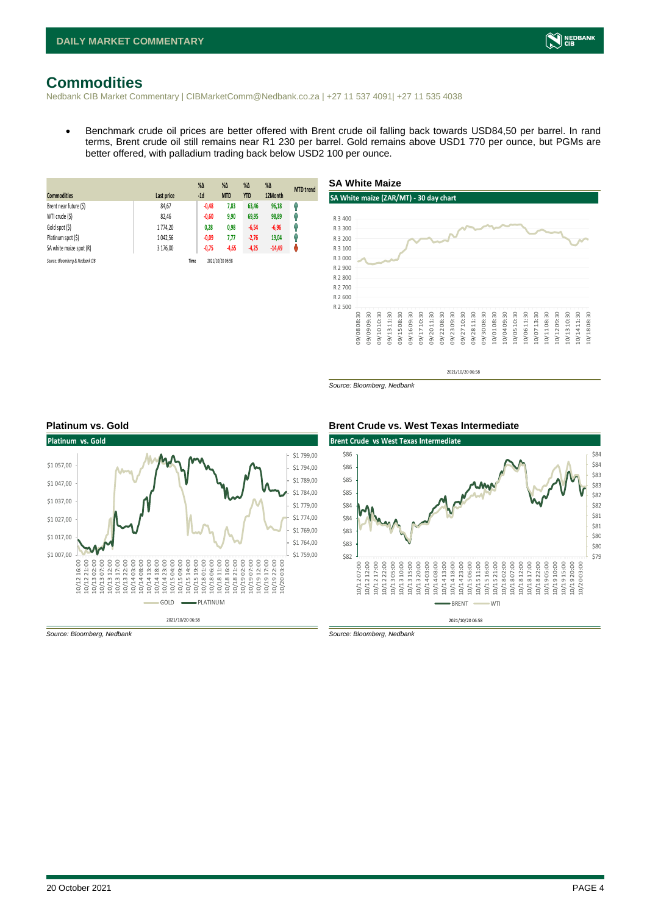# Commodities

Nedbank CIB Market Commentary | CIBMarketComm@Nedbank.co.za | +27 11 537 4091| +27 11 535 4038

- Benchmark crude oil prices are better offered with Brent crude oil falling back towards USD84,50 per barrel. In rand terms, Brent crude oil still remains near R1 230 per barrel. Gold remains above USD1 770 per ounce, but PGMs are better offered, with palladium trading back below USD2 100 per ounce.

| Commodities | Last price | %Δ -1d | %Δ MTD | %Δ YTD | %Δ 12Month | MTD trend |
|---|---|---|---|---|---|---|
| Brent near future ($) | 84,67 | -0,48 | 7,83 | 63,46 | 96,18 | ↑ |
| WTI crude ($) | 82,46 | -0,60 | 9,90 | 69,95 | 98,89 | ↑ |
| Gold spot ($) | 1 774,20 | 0,28 | 0,98 | -6,54 | -6,96 | ↑ |
| Platinum spot ($) | 1 042,56 | -0,09 | 7,77 | -2,76 | 19,04 | ↑ |
| SA white maize spot (R) | 3 176,00 | -0,75 | -4,65 | -4,25 | -14,49 | ↓ |

*Source: Bloomberg & Nedbank CIB* Time 2021/10/20 06:58

## SA White Maize

*Source: Bloomberg, Nedbank*

## Platinum vs. Gold

*Source: Bloomberg, Nedbank*

## Brent Crude vs. West Texas Intermediate

*Source: Bloomberg, Nedbank*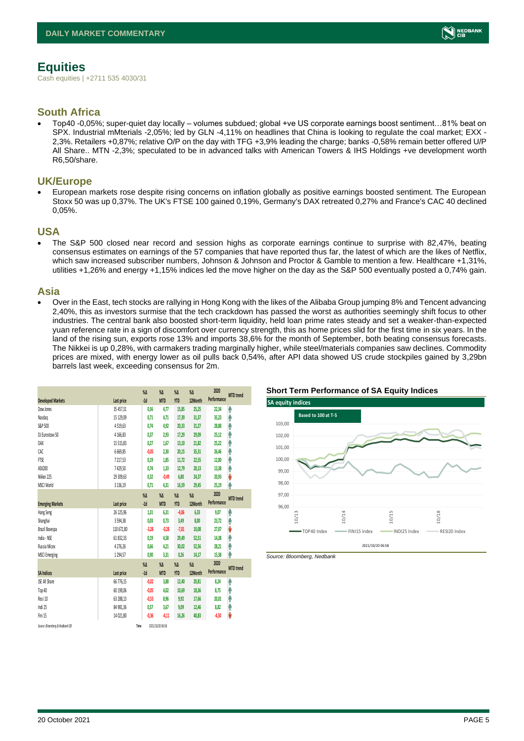## Equities

Cash equities | +2711 535 4030/31

### South Africa

- Top40 -0,05%; super-quiet day locally – volumes subdued; global +ve US corporate earnings boost sentiment…81% beat on SPX. Industrial mMterials -2,05%; led by GLN -4,11% on headlines that China is looking to regulate the coal market; EXX -2,3%. Retailers +0,87%; relative O/P on the day with TFG +3,9% leading the charge; banks -0,58% remain better offered U/P All Share.. MTN -2,3%; speculated to be in advanced talks with American Towers & IHS Holdings +ve development worth R6,50/share.

### UK/Europe

- European markets rose despite rising concerns on inflation globally as positive earnings boosted sentiment. The European Stoxx 50 was up 0,37%. The UK's FTSE 100 gained 0,19%, Germany's DAX retreated 0,27% and France's CAC 40 declined 0,05%.

### USA

- The S&P 500 closed near record and session highs as corporate earnings continue to surprise with 82,47%, beating consensus estimates on earnings of the 57 companies that have reported thus far, the latest of which are the likes of Netflix, which saw increased subscriber numbers, Johnson & Johnson and Proctor & Gamble to mention a few. Healthcare +1,31%, utilities +1,26% and energy +1,15% indices led the move higher on the day as the S&P 500 eventually posted a 0,74% gain.

### Asia

- Over in the East, tech stocks are rallying in Hong Kong with the likes of the Alibaba Group jumping 8% and Tencent advancing 2,40%, this as investors surmise that the tech crackdown has passed the worst as authorities seemingly shift focus to other industries. The central bank also boosted short-term liquidity, held loan prime rates steady and set a weaker-than-expected yuan reference rate in a sign of discomfort over currency strength, this as home prices slid for the first time in six years. In the land of the rising sun, exports rose 13% and imports 38,6% for the month of September, both beating consensus forecasts. The Nikkei is up 0,28%, with carmakers trading marginally higher, while steel/materials companies saw declines. Commodity prices are mixed, with energy lower as oil pulls back 0,54%, after API data showed US crude stockpiles gained by 3,29bn barrels last week, exceeding consensus for 2m.

| Developed Markets | Last price | %Δ -1d | %Δ MTD | %Δ YTD | %Δ 12Month | 2020 Performance | MTD trend |
|---|---|---|---|---|---|---|---|
| Dow Jones | 35 457,31 | 0,56 | 4,77 | 15,85 | 25,25 | 22,34 | ↑ |
| Nasdaq | 15 129,09 | 0,71 | 4,71 | 17,39 | 31,37 | 35,23 | ↑ |
| S&P 500 | 4 519,63 | 0,74 | 4,92 | 20,33 | 31,27 | 28,88 | ↑ |
| DJ Eurostoxx 50 | 4 166,83 | 0,37 | 2,93 | 17,29 | 29,09 | 25,12 | ↑ |
| DAX | 15 515,83 | 0,27 | 1,67 | 13,10 | 21,82 | 25,22 | ↑ |
| CAC | 6 669,85 | -0,05 | 2,30 | 20,15 | 35,31 | 26,46 | ↑ |
| FTSE | 7 217,53 | 0,19 | 1,85 | 11,72 | 22,55 | 12,00 | ↑ |
| ASX200 | 7 429,50 | 0,74 | 1,33 | 12,79 | 20,13 | 13,38 | ↑ |
| Nikkei 225 | 29 309,63 | 0,32 | -0,49 | 6,80 | 24,37 | 20,93 | ↓ |
| MSCI World | 3 136,19 | 0,71 | 4,31 | 16,59 | 29,45 | 25,19 | ↑ |
| **Emerging Markets** | **Last price** | **%Δ -1d** | **%Δ MTD** | **%Δ YTD** | **%Δ 12Month** | **2020 Performance** | **MTD trend** |
| Hang Seng | 26 125,96 | 1,31 | 6,31 | -4,06 | 6,33 | 9,07 | ↑ |
| Shanghai | 3 594,38 | 0,03 | 0,73 | 3,49 | 8,00 | 23,72 | ↑ |
| Brazil Bovespa | 110 672,80 | -3,28 | -0,28 | -7,01 | 10,08 | 27,07 | ↓ |
| India - NSE | 61 832,33 | 0,19 | 4,58 | 29,49 | 52,51 | 14,38 | ↑ |
| Russia Micex | 4 276,26 | 0,66 | 4,21 | 30,02 | 52,56 | 28,21 | ↑ |
| MSCI Emerging | 1 294,57 | 0,90 | 3,31 | 0,26 | 14,17 | 15,38 | ↑ |
| **SA Indices** | **Last price** | **%Δ -1d** | **%Δ MTD** | **%Δ YTD** | **%Δ 12Month** | **2020 Performance** | **MTD trend** |
| JSE All Share | 66 776,15 | -0,02 | 3,88 | 12,40 | 20,81 | 8,24 | ↑ |
| Top 40 | 60 190,06 | -0,05 | 4,02 | 10,69 | 18,36 | 8,75 | ↑ |
| Resi 10 | 63 288,13 | -0,53 | 8,96 | 9,92 | 17,66 | 20,01 | ↑ |
| Indi 25 | 84 981,36 | 0,57 | 3,67 | 9,09 | 12,46 | 8,82 | ↑ |
| Fini 15 | 14 021,80 | -0,36 | -4,11 | 16,26 | 40,83 | -4,30 | ↓ |

Source: Bloomberg & Nedbank CIB Time 2021/10/20 06:58

**Short Term Performance of SA Equity Indices**

SA equity indices — Based to 100 at T-5 (TOP40 Index, FINI15 Index, INDI25 Index, RESI20 Index) — 2021/10/20 06:58

Source: Bloomberg, Nedbank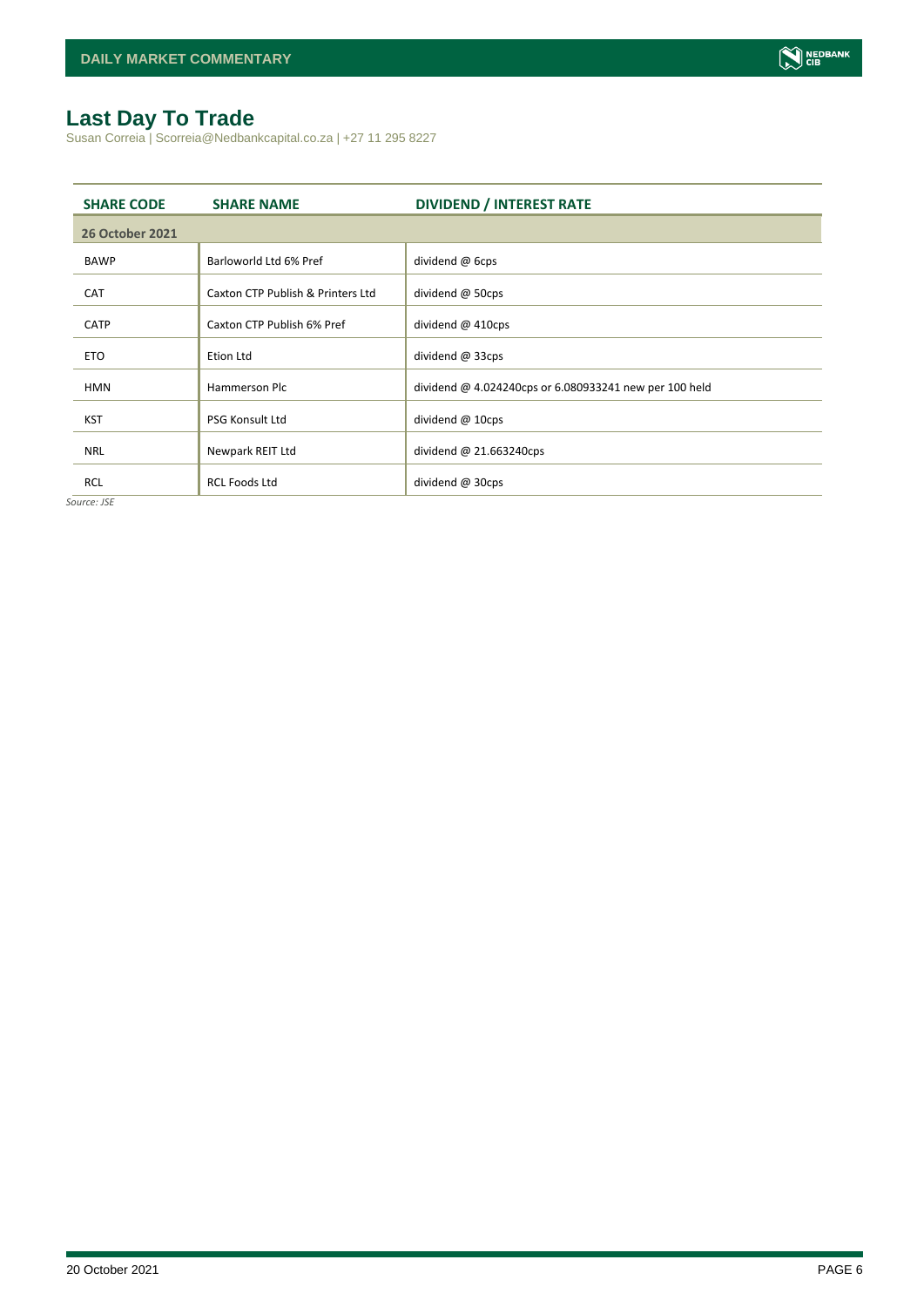# Last Day To Trade

Susan Correia | Scorreia@Nedbankcapital.co.za | +27 11 295 8227

| SHARE CODE | SHARE NAME | DIVIDEND / INTEREST RATE |
|---|---|---|
| **26 October 2021** | | |
| BAWP | Barloworld Ltd 6% Pref | dividend @ 6cps |
| CAT | Caxton CTP Publish & Printers Ltd | dividend @ 50cps |
| CATP | Caxton CTP Publish 6% Pref | dividend @ 410cps |
| ETO | Etion Ltd | dividend @ 33cps |
| HMN | Hammerson Plc | dividend @ 4.024240cps or 6.080933241 new per 100 held |
| KST | PSG Konsult Ltd | dividend @ 10cps |
| NRL | Newpark REIT Ltd | dividend @ 21.663240cps |
| RCL | RCL Foods Ltd | dividend @ 30cps |

*Source: JSE*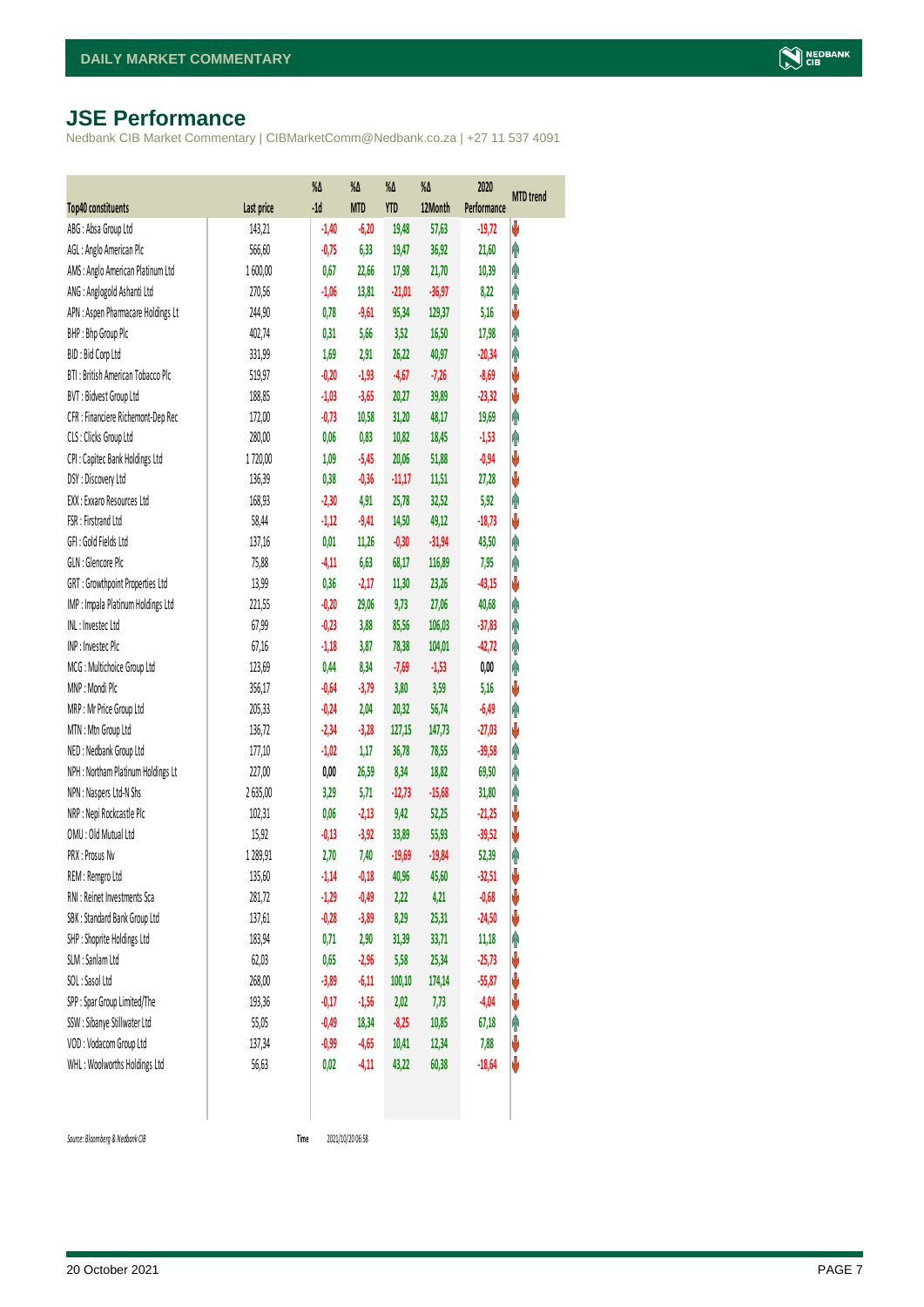# JSE Performance

Nedbank CIB Market Commentary | CIBMarketComm@Nedbank.co.za | +27 11 537 4091

| Top40 constituents | Last price | %Δ -1d | %Δ MTD | %Δ YTD | %Δ 12Month | 2020 Performance | MTD trend |
|---|---|---|---|---|---|---|---|
| ABG : Absa Group Ltd | 143,21 | -1,40 | -6,20 | 19,48 | 57,63 | -19,72 | ⬇ |
| AGL : Anglo American Plc | 566,60 | -0,75 | 6,33 | 19,47 | 36,92 | 21,60 | ⬆ |
| AMS : Anglo American Platinum Ltd | 1 600,00 | 0,67 | 22,66 | 17,98 | 21,70 | 10,39 | ⬆ |
| ANG : Anglogold Ashanti Ltd | 270,56 | -1,06 | 13,81 | -21,01 | -36,97 | 8,22 | ⬆ |
| APN : Aspen Pharmacare Holdings Lt | 244,90 | 0,78 | -9,61 | 95,34 | 129,37 | 5,16 | ⬇ |
| BHP : Bhp Group Plc | 402,74 | 0,31 | 5,66 | 3,52 | 16,50 | 17,98 | ⬆ |
| BID : Bid Corp Ltd | 331,99 | 1,69 | 2,91 | 26,22 | 40,97 | -20,34 | ⬆ |
| BTI : British American Tobacco Plc | 519,97 | -0,20 | -1,93 | -4,67 | -7,26 | -8,69 | ⬇ |
| BVT : Bidvest Group Ltd | 188,85 | -1,03 | -3,65 | 20,27 | 39,89 | -23,32 | ⬇ |
| CFR : Financiere Richemont-Dep Rec | 172,00 | -0,73 | 10,58 | 31,20 | 48,17 | 19,69 | ⬆ |
| CLS : Clicks Group Ltd | 280,00 | 0,06 | 0,83 | 10,82 | 18,45 | -1,53 | ⬆ |
| CPI : Capitec Bank Holdings Ltd | 1 720,00 | 1,09 | -5,45 | 20,06 | 51,88 | -0,94 | ⬇ |
| DSY : Discovery Ltd | 136,39 | 0,38 | -0,36 | -11,17 | 11,51 | 27,28 | ⬇ |
| EXX : Exxaro Resources Ltd | 168,93 | -2,30 | 4,91 | 25,78 | 32,52 | 5,92 | ⬆ |
| FSR : Firstrand Ltd | 58,44 | -1,12 | -9,41 | 14,50 | 49,12 | -18,73 | ⬇ |
| GFI : Gold Fields Ltd | 137,16 | 0,01 | 11,26 | -0,30 | -31,94 | 43,50 | ⬆ |
| GLN : Glencore Plc | 75,88 | -4,11 | 6,63 | 68,17 | 116,89 | 7,95 | ⬆ |
| GRT : Growthpoint Properties Ltd | 13,99 | 0,36 | -2,17 | 11,30 | 23,26 | -43,15 | ⬇ |
| IMP : Impala Platinum Holdings Ltd | 221,55 | -0,20 | 29,06 | 9,73 | 27,06 | 40,68 | ⬆ |
| INL : Investec Ltd | 67,99 | -0,23 | 3,88 | 85,56 | 106,03 | -37,83 | ⬆ |
| INP : Investec Plc | 67,16 | -1,18 | 3,87 | 78,38 | 104,01 | -42,72 | ⬆ |
| MCG : Multichoice Group Ltd | 123,69 | 0,44 | 8,34 | -7,69 | -1,53 | 0,00 | ⬆ |
| MNP : Mondi Plc | 356,17 | -0,64 | -3,79 | 3,80 | 3,59 | 5,16 | ⬇ |
| MRP : Mr Price Group Ltd | 205,33 | -0,24 | 2,04 | 20,32 | 56,74 | -6,49 | ⬆ |
| MTN : Mtn Group Ltd | 136,72 | -2,34 | -3,28 | 127,15 | 147,73 | -27,03 | ⬇ |
| NED : Nedbank Group Ltd | 177,10 | -1,02 | 1,17 | 36,78 | 78,55 | -39,58 | ⬆ |
| NPH : Northam Platinum Holdings Lt | 227,00 | 0,00 | 26,59 | 8,34 | 18,82 | 69,50 | ⬆ |
| NPN : Naspers Ltd-N Shs | 2 635,00 | 3,29 | 5,71 | -12,73 | -15,68 | 31,80 | ⬆ |
| NRP : Nepi Rockcastle Plc | 102,31 | 0,06 | -2,13 | 9,42 | 52,25 | -21,25 | ⬇ |
| OMU : Old Mutual Ltd | 15,92 | -0,13 | -3,92 | 33,89 | 55,93 | -39,52 | ⬇ |
| PRX : Prosus Nv | 1 289,91 | 2,70 | 7,40 | -19,69 | -19,84 | 52,39 | ⬆ |
| REM : Remgro Ltd | 135,60 | -1,14 | -0,18 | 40,96 | 45,60 | -32,51 | ⬇ |
| RNI : Reinet Investments Sca | 281,72 | -1,29 | -0,49 | 2,22 | 4,21 | -0,68 | ⬇ |
| SBK : Standard Bank Group Ltd | 137,61 | -0,28 | -3,89 | 8,29 | 25,31 | -24,50 | ⬇ |
| SHP : Shoprite Holdings Ltd | 183,94 | 0,71 | 2,90 | 31,39 | 33,71 | 11,18 | ⬆ |
| SLM : Sanlam Ltd | 62,03 | 0,65 | -2,96 | 5,58 | 25,34 | -25,73 | ⬇ |
| SOL : Sasol Ltd | 268,00 | -3,89 | -6,11 | 100,10 | 174,14 | -55,87 | ⬇ |
| SPP : Spar Group Limited/The | 193,36 | -0,17 | -1,56 | 2,02 | 7,73 | -4,04 | ⬇ |
| SSW : Sibanye Stillwater Ltd | 55,05 | -0,49 | 18,34 | -8,25 | 10,85 | 67,18 | ⬆ |
| VOD : Vodacom Group Ltd | 137,34 | -0,99 | -4,65 | 10,41 | 12,34 | 7,88 | ⬇ |
| WHL : Woolworths Holdings Ltd | 56,63 | 0,02 | -4,11 | 43,22 | 60,38 | -18,64 | ⬇ |

*Source: Bloomberg & Nedbank CIB* | Time 2021/10/20 06:58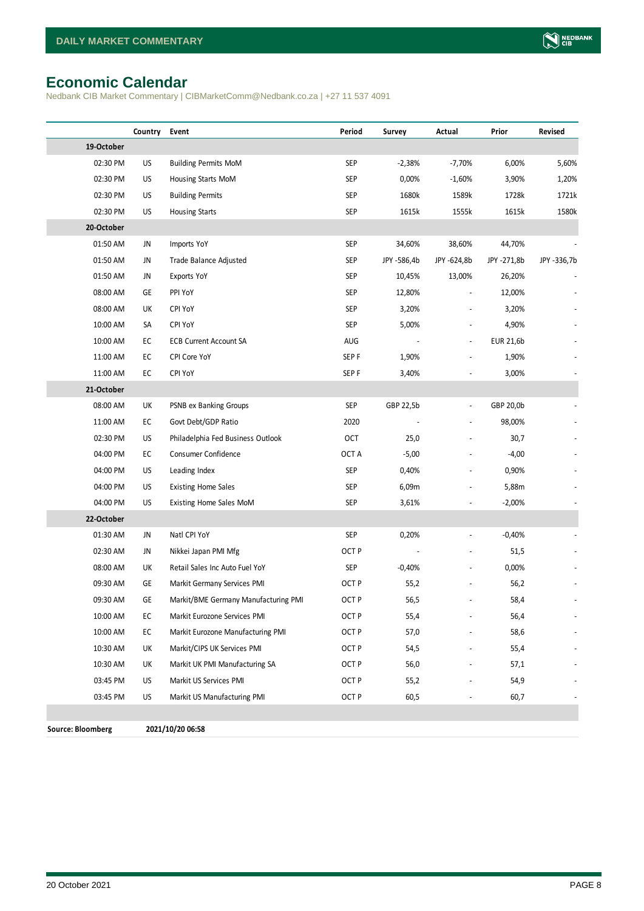# Economic Calendar

Nedbank CIB Market Commentary | CIBMarketComm@Nedbank.co.za | +27 11 537 4091

| | Country | Event | Period | Survey | Actual | Prior | Revised |
|---|---|---|---|---|---|---|---|
| **19-October** | | | | | | | |
| 02:30 PM | US | Building Permits MoM | SEP | -2,38% | -7,70% | 6,00% | 5,60% |
| 02:30 PM | US | Housing Starts MoM | SEP | 0,00% | -1,60% | 3,90% | 1,20% |
| 02:30 PM | US | Building Permits | SEP | 1680k | 1589k | 1728k | 1721k |
| 02:30 PM | US | Housing Starts | SEP | 1615k | 1555k | 1615k | 1580k |
| **20-October** | | | | | | | |
| 01:50 AM | JN | Imports YoY | SEP | 34,60% | 38,60% | 44,70% | - |
| 01:50 AM | JN | Trade Balance Adjusted | SEP | JPY -586,4b | JPY -624,8b | JPY -271,8b | JPY -336,7b |
| 01:50 AM | JN | Exports YoY | SEP | 10,45% | 13,00% | 26,20% | - |
| 08:00 AM | GE | PPI YoY | SEP | 12,80% | - | 12,00% | - |
| 08:00 AM | UK | CPI YoY | SEP | 3,20% | - | 3,20% | - |
| 10:00 AM | SA | CPI YoY | SEP | 5,00% | - | 4,90% | - |
| 10:00 AM | EC | ECB Current Account SA | AUG | - | - | EUR 21,6b | - |
| 11:00 AM | EC | CPI Core YoY | SEP F | 1,90% | - | 1,90% | - |
| 11:00 AM | EC | CPI YoY | SEP F | 3,40% | - | 3,00% | - |
| **21-October** | | | | | | | |
| 08:00 AM | UK | PSNB ex Banking Groups | SEP | GBP 22,5b | - | GBP 20,0b | - |
| 11:00 AM | EC | Govt Debt/GDP Ratio | 2020 | - | - | 98,00% | - |
| 02:30 PM | US | Philadelphia Fed Business Outlook | OCT | 25,0 | - | 30,7 | - |
| 04:00 PM | EC | Consumer Confidence | OCT A | -5,00 | - | -4,00 | - |
| 04:00 PM | US | Leading Index | SEP | 0,40% | - | 0,90% | - |
| 04:00 PM | US | Existing Home Sales | SEP | 6,09m | - | 5,88m | - |
| 04:00 PM | US | Existing Home Sales MoM | SEP | 3,61% | - | -2,00% | - |
| **22-October** | | | | | | | |
| 01:30 AM | JN | Natl CPI YoY | SEP | 0,20% | - | -0,40% | - |
| 02:30 AM | JN | Nikkei Japan PMI Mfg | OCT P | - | - | 51,5 | - |
| 08:00 AM | UK | Retail Sales Inc Auto Fuel YoY | SEP | -0,40% | - | 0,00% | - |
| 09:30 AM | GE | Markit Germany Services PMI | OCT P | 55,2 | - | 56,2 | - |
| 09:30 AM | GE | Markit/BME Germany Manufacturing PMI | OCT P | 56,5 | - | 58,4 | - |
| 10:00 AM | EC | Markit Eurozone Services PMI | OCT P | 55,4 | - | 56,4 | - |
| 10:00 AM | EC | Markit Eurozone Manufacturing PMI | OCT P | 57,0 | - | 58,6 | - |
| 10:30 AM | UK | Markit/CIPS UK Services PMI | OCT P | 54,5 | - | 55,4 | - |
| 10:30 AM | UK | Markit UK PMI Manufacturing SA | OCT P | 56,0 | - | 57,1 | - |
| 03:45 PM | US | Markit US Services PMI | OCT P | 55,2 | - | 54,9 | - |
| 03:45 PM | US | Markit US Manufacturing PMI | OCT P | 60,5 | - | 60,7 | - |

**Source: Bloomberg** **2021/10/20 06:58**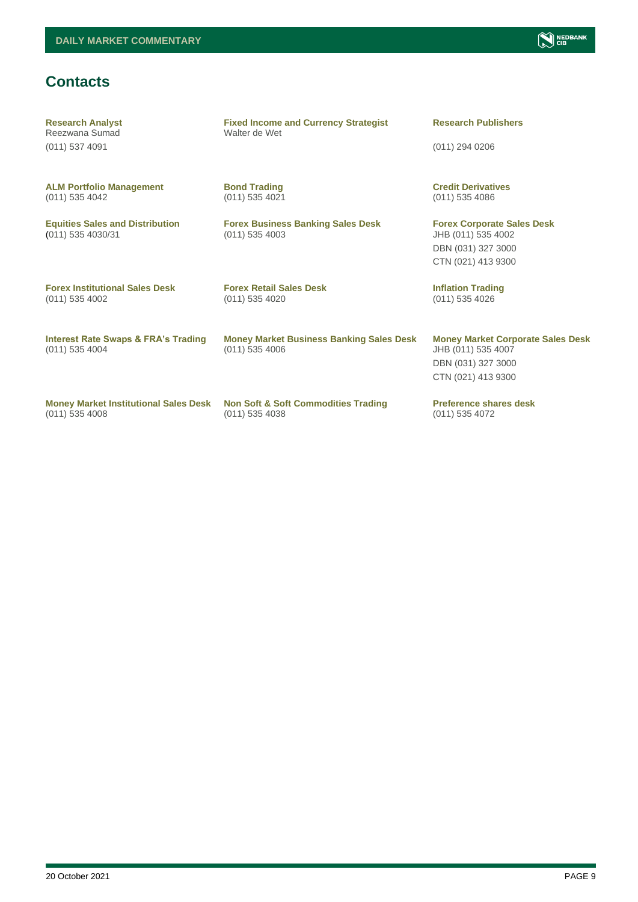## Contacts

**Research Analyst**
Reezwana Sumad
(011) 537 4091

**Fixed Income and Currency Strategist**
Walter de Wet

**Research Publishers**
(011) 294 0206

**ALM Portfolio Management**
(011) 535 4042

**Bond Trading**
(011) 535 4021

**Credit Derivatives**
(011) 535 4086

**Equities Sales and Distribution**
(011) 535 4030/31

**Forex Business Banking Sales Desk**
(011) 535 4003

**Forex Corporate Sales Desk**
JHB (011) 535 4002
DBN (031) 327 3000
CTN (021) 413 9300

**Forex Institutional Sales Desk**
(011) 535 4002

**Forex Retail Sales Desk**
(011) 535 4020

**Inflation Trading**
(011) 535 4026

**Interest Rate Swaps & FRA's Trading**
(011) 535 4004

**Money Market Business Banking Sales Desk**
(011) 535 4006

**Money Market Corporate Sales Desk**
JHB (011) 535 4007
DBN (031) 327 3000
CTN (021) 413 9300

**Money Market Institutional Sales Desk**
(011) 535 4008

**Non Soft & Soft Commodities Trading**
(011) 535 4038

**Preference shares desk**
(011) 535 4072